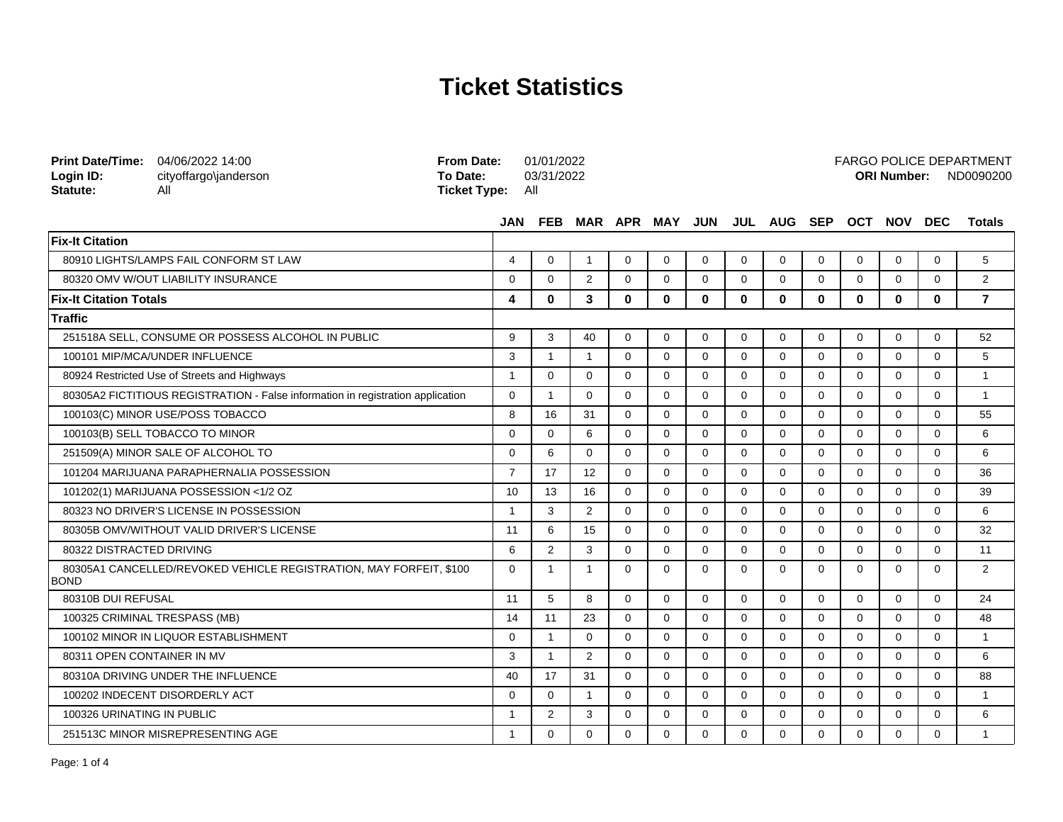# Ticket Statistics

**Print Date/Time:** 04/06/2022 14:00
**Login ID:** cityoffargo\janderson
**Statute:** All

**From Date:** 01/01/2022
**To Date:** 03/31/2022
**Ticket Type:** All

FARGO POLICE DEPARTMENT
**ORI Number:** ND0090200

| | JAN | FEB | MAR | APR | MAY | JUN | JUL | AUG | SEP | OCT | NOV | DEC | Totals |
|---|---|---|---|---|---|---|---|---|---|---|---|---|---|
| **Fix-It Citation** | | | | | | | | | | | | | |
| 80910 LIGHTS/LAMPS FAIL CONFORM ST LAW | 4 | 0 | 1 | 0 | 0 | 0 | 0 | 0 | 0 | 0 | 0 | 0 | 5 |
| 80320 OMV W/OUT LIABILITY INSURANCE | 0 | 0 | 2 | 0 | 0 | 0 | 0 | 0 | 0 | 0 | 0 | 0 | 2 |
| **Fix-It Citation Totals** | **4** | **0** | **3** | **0** | **0** | **0** | **0** | **0** | **0** | **0** | **0** | **0** | **7** |
| **Traffic** | | | | | | | | | | | | | |
| 251518A SELL, CONSUME OR POSSESS ALCOHOL IN PUBLIC | 9 | 3 | 40 | 0 | 0 | 0 | 0 | 0 | 0 | 0 | 0 | 0 | 52 |
| 100101 MIP/MCA/UNDER INFLUENCE | 3 | 1 | 1 | 0 | 0 | 0 | 0 | 0 | 0 | 0 | 0 | 0 | 5 |
| 80924 Restricted Use of Streets and Highways | 1 | 0 | 0 | 0 | 0 | 0 | 0 | 0 | 0 | 0 | 0 | 0 | 1 |
| 80305A2 FICTITIOUS REGISTRATION - False information in registration application | 0 | 1 | 0 | 0 | 0 | 0 | 0 | 0 | 0 | 0 | 0 | 0 | 1 |
| 100103(C) MINOR USE/POSS TOBACCO | 8 | 16 | 31 | 0 | 0 | 0 | 0 | 0 | 0 | 0 | 0 | 0 | 55 |
| 100103(B) SELL TOBACCO TO MINOR | 0 | 0 | 6 | 0 | 0 | 0 | 0 | 0 | 0 | 0 | 0 | 0 | 6 |
| 251509(A) MINOR SALE OF ALCOHOL TO | 0 | 6 | 0 | 0 | 0 | 0 | 0 | 0 | 0 | 0 | 0 | 0 | 6 |
| 101204 MARIJUANA PARAPHERNALIA POSSESSION | 7 | 17 | 12 | 0 | 0 | 0 | 0 | 0 | 0 | 0 | 0 | 0 | 36 |
| 101202(1) MARIJUANA POSSESSION <1/2 OZ | 10 | 13 | 16 | 0 | 0 | 0 | 0 | 0 | 0 | 0 | 0 | 0 | 39 |
| 80323 NO DRIVER'S LICENSE IN POSSESSION | 1 | 3 | 2 | 0 | 0 | 0 | 0 | 0 | 0 | 0 | 0 | 0 | 6 |
| 80305B OMV/WITHOUT VALID DRIVER'S LICENSE | 11 | 6 | 15 | 0 | 0 | 0 | 0 | 0 | 0 | 0 | 0 | 0 | 32 |
| 80322 DISTRACTED DRIVING | 6 | 2 | 3 | 0 | 0 | 0 | 0 | 0 | 0 | 0 | 0 | 0 | 11 |
| 80305A1 CANCELLED/REVOKED VEHICLE REGISTRATION, MAY FORFEIT, $100 BOND | 0 | 1 | 1 | 0 | 0 | 0 | 0 | 0 | 0 | 0 | 0 | 0 | 2 |
| 80310B DUI REFUSAL | 11 | 5 | 8 | 0 | 0 | 0 | 0 | 0 | 0 | 0 | 0 | 0 | 24 |
| 100325 CRIMINAL TRESPASS (MB) | 14 | 11 | 23 | 0 | 0 | 0 | 0 | 0 | 0 | 0 | 0 | 0 | 48 |
| 100102 MINOR IN LIQUOR ESTABLISHMENT | 0 | 1 | 0 | 0 | 0 | 0 | 0 | 0 | 0 | 0 | 0 | 0 | 1 |
| 80311 OPEN CONTAINER IN MV | 3 | 1 | 2 | 0 | 0 | 0 | 0 | 0 | 0 | 0 | 0 | 0 | 6 |
| 80310A DRIVING UNDER THE INFLUENCE | 40 | 17 | 31 | 0 | 0 | 0 | 0 | 0 | 0 | 0 | 0 | 0 | 88 |
| 100202 INDECENT DISORDERLY ACT | 0 | 0 | 1 | 0 | 0 | 0 | 0 | 0 | 0 | 0 | 0 | 0 | 1 |
| 100326 URINATING IN PUBLIC | 1 | 2 | 3 | 0 | 0 | 0 | 0 | 0 | 0 | 0 | 0 | 0 | 6 |
| 251513C MINOR MISREPRESENTING AGE | 1 | 0 | 0 | 0 | 0 | 0 | 0 | 0 | 0 | 0 | 0 | 0 | 1 |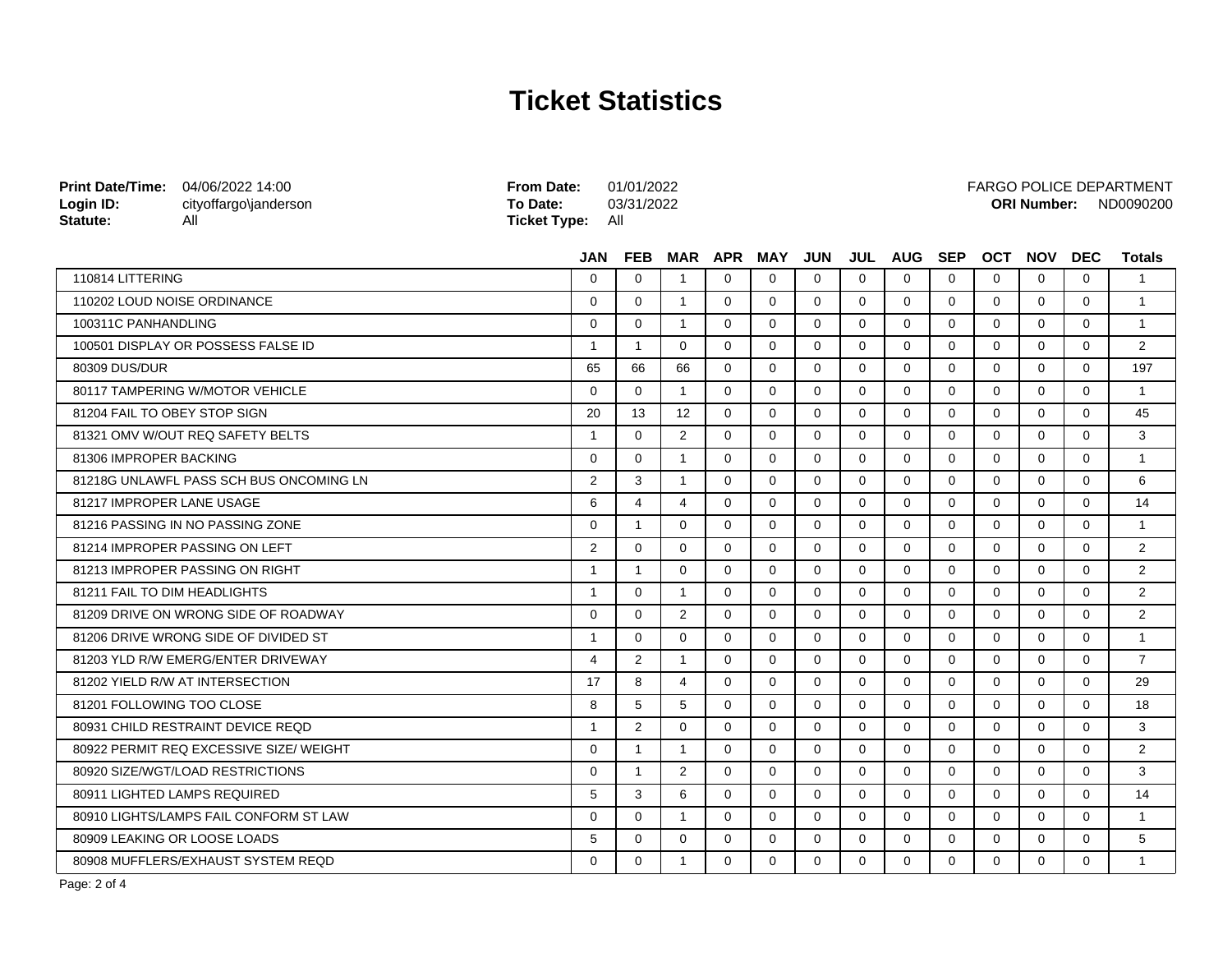# Ticket Statistics

**Print Date/Time:** 04/06/2022 14:00
**Login ID:** cityoffargo\janderson
**Statute:** All

**From Date:** 01/01/2022
**To Date:** 03/31/2022
**Ticket Type:** All

FARGO POLICE DEPARTMENT
**ORI Number:** ND0090200

| | JAN | FEB | MAR | APR | MAY | JUN | JUL | AUG | SEP | OCT | NOV | DEC | Totals |
|---|---|---|---|---|---|---|---|---|---|---|---|---|---|
| 110814 LITTERING | 0 | 0 | 1 | 0 | 0 | 0 | 0 | 0 | 0 | 0 | 0 | 0 | 1 |
| 110202 LOUD NOISE ORDINANCE | 0 | 0 | 1 | 0 | 0 | 0 | 0 | 0 | 0 | 0 | 0 | 0 | 1 |
| 100311C PANHANDLING | 0 | 0 | 1 | 0 | 0 | 0 | 0 | 0 | 0 | 0 | 0 | 0 | 1 |
| 100501 DISPLAY OR POSSESS FALSE ID | 1 | 1 | 0 | 0 | 0 | 0 | 0 | 0 | 0 | 0 | 0 | 0 | 2 |
| 80309 DUS/DUR | 65 | 66 | 66 | 0 | 0 | 0 | 0 | 0 | 0 | 0 | 0 | 0 | 197 |
| 80117 TAMPERING W/MOTOR VEHICLE | 0 | 0 | 1 | 0 | 0 | 0 | 0 | 0 | 0 | 0 | 0 | 0 | 1 |
| 81204 FAIL TO OBEY STOP SIGN | 20 | 13 | 12 | 0 | 0 | 0 | 0 | 0 | 0 | 0 | 0 | 0 | 45 |
| 81321 OMV W/OUT REQ SAFETY BELTS | 1 | 0 | 2 | 0 | 0 | 0 | 0 | 0 | 0 | 0 | 0 | 0 | 3 |
| 81306 IMPROPER BACKING | 0 | 0 | 1 | 0 | 0 | 0 | 0 | 0 | 0 | 0 | 0 | 0 | 1 |
| 81218G UNLAWFL PASS SCH BUS ONCOMING LN | 2 | 3 | 1 | 0 | 0 | 0 | 0 | 0 | 0 | 0 | 0 | 0 | 6 |
| 81217 IMPROPER LANE USAGE | 6 | 4 | 4 | 0 | 0 | 0 | 0 | 0 | 0 | 0 | 0 | 0 | 14 |
| 81216 PASSING IN NO PASSING ZONE | 0 | 1 | 0 | 0 | 0 | 0 | 0 | 0 | 0 | 0 | 0 | 0 | 1 |
| 81214 IMPROPER PASSING ON LEFT | 2 | 0 | 0 | 0 | 0 | 0 | 0 | 0 | 0 | 0 | 0 | 0 | 2 |
| 81213 IMPROPER PASSING ON RIGHT | 1 | 1 | 0 | 0 | 0 | 0 | 0 | 0 | 0 | 0 | 0 | 0 | 2 |
| 81211 FAIL TO DIM HEADLIGHTS | 1 | 0 | 1 | 0 | 0 | 0 | 0 | 0 | 0 | 0 | 0 | 0 | 2 |
| 81209 DRIVE ON WRONG SIDE OF ROADWAY | 0 | 0 | 2 | 0 | 0 | 0 | 0 | 0 | 0 | 0 | 0 | 0 | 2 |
| 81206 DRIVE WRONG SIDE OF DIVIDED ST | 1 | 0 | 0 | 0 | 0 | 0 | 0 | 0 | 0 | 0 | 0 | 0 | 1 |
| 81203 YLD R/W EMERG/ENTER DRIVEWAY | 4 | 2 | 1 | 0 | 0 | 0 | 0 | 0 | 0 | 0 | 0 | 0 | 7 |
| 81202 YIELD R/W AT INTERSECTION | 17 | 8 | 4 | 0 | 0 | 0 | 0 | 0 | 0 | 0 | 0 | 0 | 29 |
| 81201 FOLLOWING TOO CLOSE | 8 | 5 | 5 | 0 | 0 | 0 | 0 | 0 | 0 | 0 | 0 | 0 | 18 |
| 80931 CHILD RESTRAINT DEVICE REQD | 1 | 2 | 0 | 0 | 0 | 0 | 0 | 0 | 0 | 0 | 0 | 0 | 3 |
| 80922 PERMIT REQ EXCESSIVE SIZE/ WEIGHT | 0 | 1 | 1 | 0 | 0 | 0 | 0 | 0 | 0 | 0 | 0 | 0 | 2 |
| 80920 SIZE/WGT/LOAD RESTRICTIONS | 0 | 1 | 2 | 0 | 0 | 0 | 0 | 0 | 0 | 0 | 0 | 0 | 3 |
| 80911 LIGHTED LAMPS REQUIRED | 5 | 3 | 6 | 0 | 0 | 0 | 0 | 0 | 0 | 0 | 0 | 0 | 14 |
| 80910 LIGHTS/LAMPS FAIL CONFORM ST LAW | 0 | 0 | 1 | 0 | 0 | 0 | 0 | 0 | 0 | 0 | 0 | 0 | 1 |
| 80909 LEAKING OR LOOSE LOADS | 5 | 0 | 0 | 0 | 0 | 0 | 0 | 0 | 0 | 0 | 0 | 0 | 5 |
| 80908 MUFFLERS/EXHAUST SYSTEM REQD | 0 | 0 | 1 | 0 | 0 | 0 | 0 | 0 | 0 | 0 | 0 | 0 | 1 |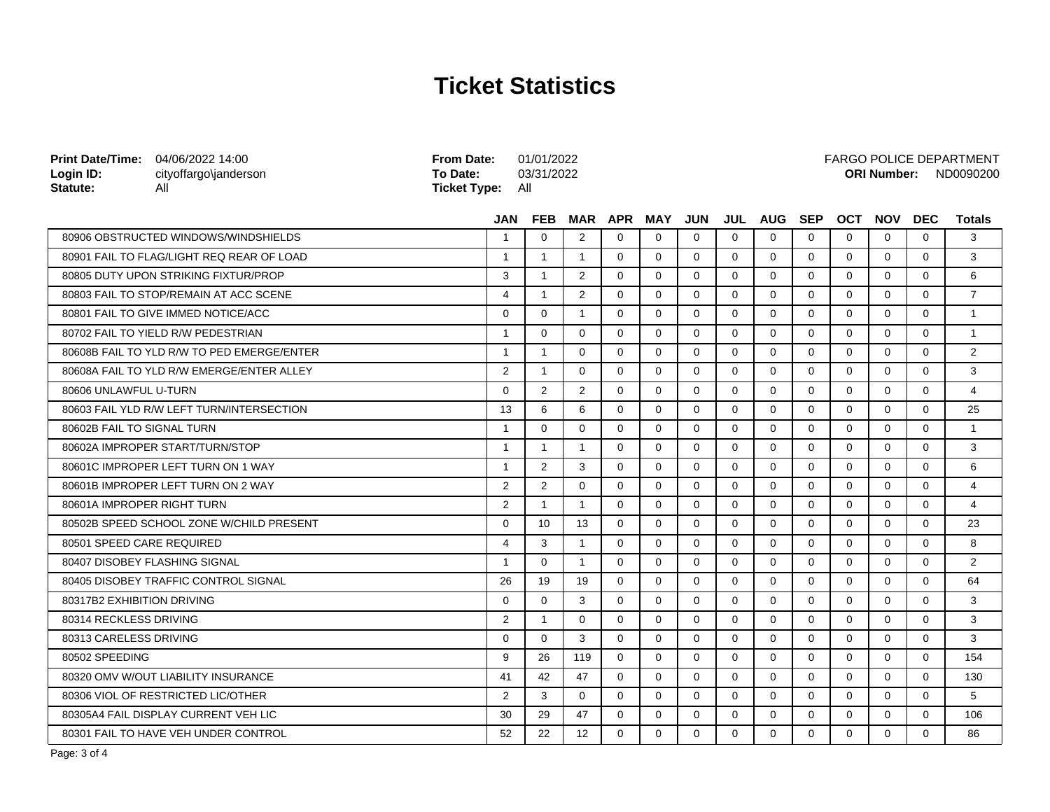# Ticket Statistics

**Print Date/Time:** 04/06/2022 14:00
**Login ID:** cityoffargo\janderson
**Statute:** All

**From Date:** 01/01/2022
**To Date:** 03/31/2022
**Ticket Type:** All

FARGO POLICE DEPARTMENT
**ORI Number:** ND0090200

| | JAN | FEB | MAR | APR | MAY | JUN | JUL | AUG | SEP | OCT | NOV | DEC | Totals |
|---|---|---|---|---|---|---|---|---|---|---|---|---|---|
| 80906 OBSTRUCTED WINDOWS/WINDSHIELDS | 1 | 0 | 2 | 0 | 0 | 0 | 0 | 0 | 0 | 0 | 0 | 0 | 3 |
| 80901 FAIL TO FLAG/LIGHT REQ REAR OF LOAD | 1 | 1 | 1 | 0 | 0 | 0 | 0 | 0 | 0 | 0 | 0 | 0 | 3 |
| 80805 DUTY UPON STRIKING FIXTUR/PROP | 3 | 1 | 2 | 0 | 0 | 0 | 0 | 0 | 0 | 0 | 0 | 0 | 6 |
| 80803 FAIL TO STOP/REMAIN AT ACC SCENE | 4 | 1 | 2 | 0 | 0 | 0 | 0 | 0 | 0 | 0 | 0 | 0 | 7 |
| 80801 FAIL TO GIVE IMMED NOTICE/ACC | 0 | 0 | 1 | 0 | 0 | 0 | 0 | 0 | 0 | 0 | 0 | 0 | 1 |
| 80702 FAIL TO YIELD R/W PEDESTRIAN | 1 | 0 | 0 | 0 | 0 | 0 | 0 | 0 | 0 | 0 | 0 | 0 | 1 |
| 80608B FAIL TO YLD R/W TO PED EMERGE/ENTER | 1 | 1 | 0 | 0 | 0 | 0 | 0 | 0 | 0 | 0 | 0 | 0 | 2 |
| 80608A FAIL TO YLD R/W EMERGE/ENTER ALLEY | 2 | 1 | 0 | 0 | 0 | 0 | 0 | 0 | 0 | 0 | 0 | 0 | 3 |
| 80606 UNLAWFUL U-TURN | 0 | 2 | 2 | 0 | 0 | 0 | 0 | 0 | 0 | 0 | 0 | 0 | 4 |
| 80603 FAIL YLD R/W LEFT TURN/INTERSECTION | 13 | 6 | 6 | 0 | 0 | 0 | 0 | 0 | 0 | 0 | 0 | 0 | 25 |
| 80602B FAIL TO SIGNAL TURN | 1 | 0 | 0 | 0 | 0 | 0 | 0 | 0 | 0 | 0 | 0 | 0 | 1 |
| 80602A IMPROPER START/TURN/STOP | 1 | 1 | 1 | 0 | 0 | 0 | 0 | 0 | 0 | 0 | 0 | 0 | 3 |
| 80601C IMPROPER LEFT TURN ON 1 WAY | 1 | 2 | 3 | 0 | 0 | 0 | 0 | 0 | 0 | 0 | 0 | 0 | 6 |
| 80601B IMPROPER LEFT TURN ON 2 WAY | 2 | 2 | 0 | 0 | 0 | 0 | 0 | 0 | 0 | 0 | 0 | 0 | 4 |
| 80601A IMPROPER RIGHT TURN | 2 | 1 | 1 | 0 | 0 | 0 | 0 | 0 | 0 | 0 | 0 | 0 | 4 |
| 80502B SPEED SCHOOL ZONE W/CHILD PRESENT | 0 | 10 | 13 | 0 | 0 | 0 | 0 | 0 | 0 | 0 | 0 | 0 | 23 |
| 80501 SPEED CARE REQUIRED | 4 | 3 | 1 | 0 | 0 | 0 | 0 | 0 | 0 | 0 | 0 | 0 | 8 |
| 80407 DISOBEY FLASHING SIGNAL | 1 | 0 | 1 | 0 | 0 | 0 | 0 | 0 | 0 | 0 | 0 | 0 | 2 |
| 80405 DISOBEY TRAFFIC CONTROL SIGNAL | 26 | 19 | 19 | 0 | 0 | 0 | 0 | 0 | 0 | 0 | 0 | 0 | 64 |
| 80317B2 EXHIBITION DRIVING | 0 | 0 | 3 | 0 | 0 | 0 | 0 | 0 | 0 | 0 | 0 | 0 | 3 |
| 80314 RECKLESS DRIVING | 2 | 1 | 0 | 0 | 0 | 0 | 0 | 0 | 0 | 0 | 0 | 0 | 3 |
| 80313 CARELESS DRIVING | 0 | 0 | 3 | 0 | 0 | 0 | 0 | 0 | 0 | 0 | 0 | 0 | 3 |
| 80502 SPEEDING | 9 | 26 | 119 | 0 | 0 | 0 | 0 | 0 | 0 | 0 | 0 | 0 | 154 |
| 80320 OMV W/OUT LIABILITY INSURANCE | 41 | 42 | 47 | 0 | 0 | 0 | 0 | 0 | 0 | 0 | 0 | 0 | 130 |
| 80306 VIOL OF RESTRICTED LIC/OTHER | 2 | 3 | 0 | 0 | 0 | 0 | 0 | 0 | 0 | 0 | 0 | 0 | 5 |
| 80305A4 FAIL DISPLAY CURRENT VEH LIC | 30 | 29 | 47 | 0 | 0 | 0 | 0 | 0 | 0 | 0 | 0 | 0 | 106 |
| 80301 FAIL TO HAVE VEH UNDER CONTROL | 52 | 22 | 12 | 0 | 0 | 0 | 0 | 0 | 0 | 0 | 0 | 0 | 86 |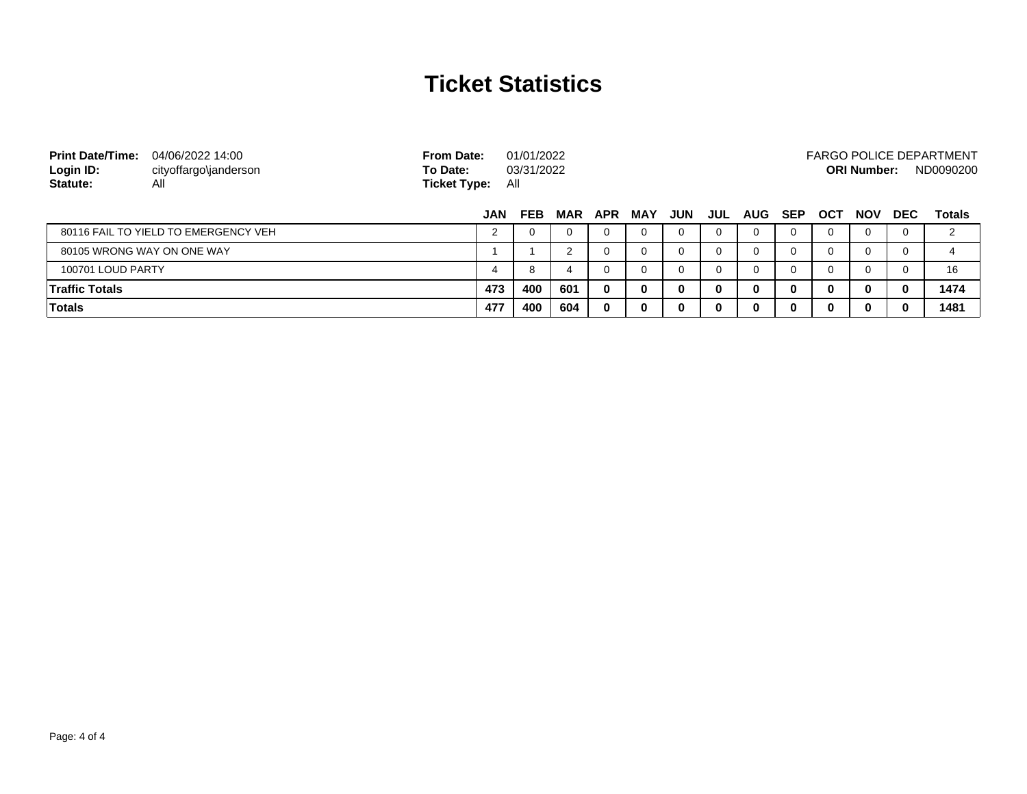# Ticket Statistics

**Print Date/Time:** 04/06/2022 14:00
**Login ID:** cityoffargo\janderson
**Statute:** All

**From Date:** 01/01/2022
**To Date:** 03/31/2022
**Ticket Type:** All

FARGO POLICE DEPARTMENT
**ORI Number:** ND0090200

| | JAN | FEB | MAR | APR | MAY | JUN | JUL | AUG | SEP | OCT | NOV | DEC | Totals |
|---|---|---|---|---|---|---|---|---|---|---|---|---|---|
| 80116 FAIL TO YIELD TO EMERGENCY VEH | 2 | 0 | 0 | 0 | 0 | 0 | 0 | 0 | 0 | 0 | 0 | 0 | 2 |
| 80105 WRONG WAY ON ONE WAY | 1 | 1 | 2 | 0 | 0 | 0 | 0 | 0 | 0 | 0 | 0 | 0 | 4 |
| 100701 LOUD PARTY | 4 | 8 | 4 | 0 | 0 | 0 | 0 | 0 | 0 | 0 | 0 | 0 | 16 |
| **Traffic Totals** | **473** | **400** | **601** | **0** | **0** | **0** | **0** | **0** | **0** | **0** | **0** | **0** | **1474** |
| **Totals** | **477** | **400** | **604** | **0** | **0** | **0** | **0** | **0** | **0** | **0** | **0** | **0** | **1481** |